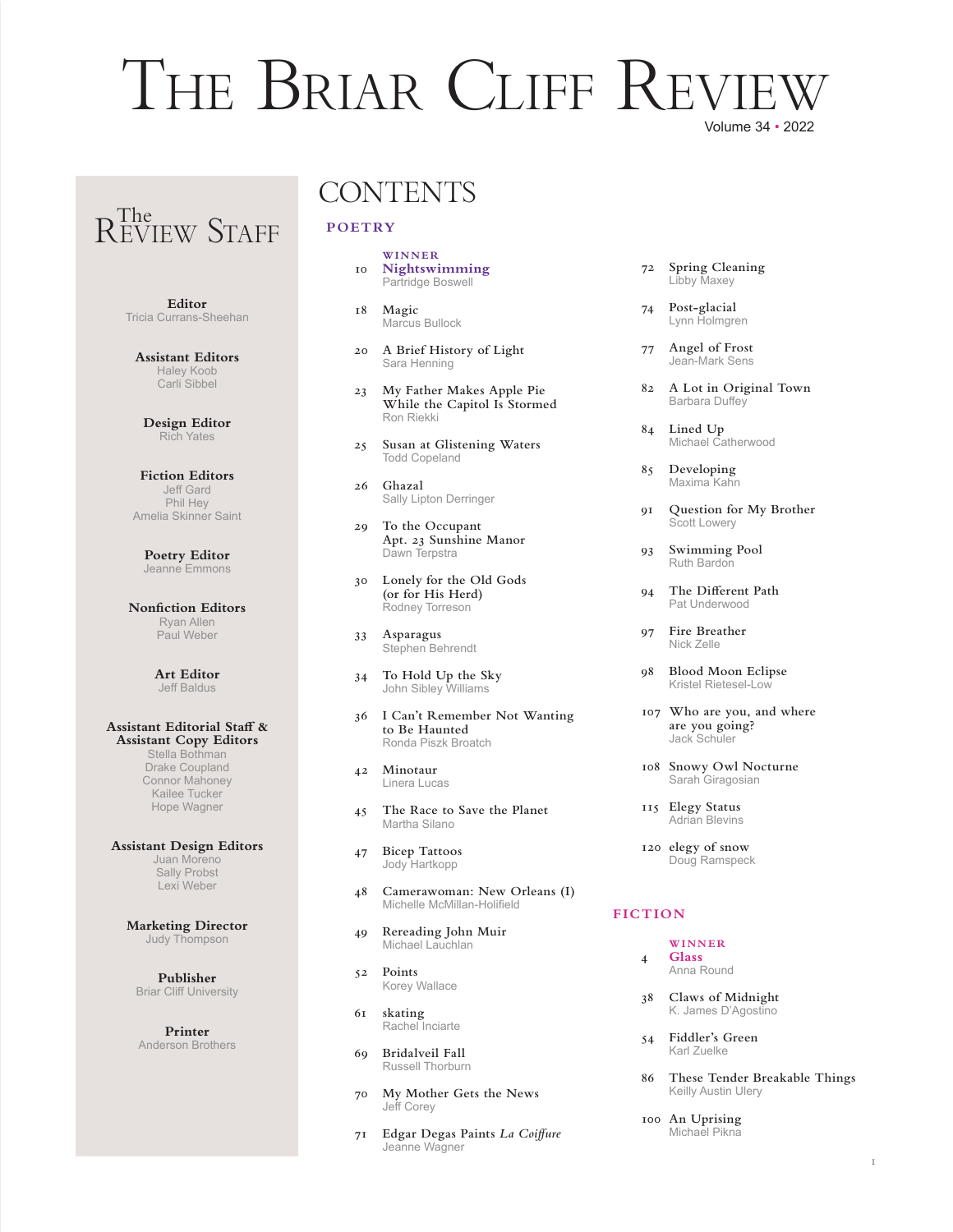# The Briar Cliff Review

Volume 34 • 2022

## The Review Staff

**Editor**
Tricia Currans-Sheehan

**Assistant Editors**
Haley Koob
Carli Sibbel

**Design Editor**
Rich Yates

**Fiction Editors**
Jeff Gard
Phil Hey
Amelia Skinner Saint

**Poetry Editor**
Jeanne Emmons

**Nonfiction Editors**
Ryan Allen
Paul Weber

**Art Editor**
Jeff Baldus

**Assistant Editorial Staff & Assistant Copy Editors**
Stella Bothman
Drake Coupland
Connor Mahoney
Kailee Tucker
Hope Wagner

**Assistant Design Editors**
Juan Moreno
Sally Probst
Lexi Weber

**Marketing Director**
Judy Thompson

**Publisher**
Briar Cliff University

**Printer**
Anderson Brothers

## CONTENTS

### POETRY

10 WINNER **Nightswimming** — Partridge Boswell

18 Magic — Marcus Bullock

20 A Brief History of Light — Sara Henning

23 My Father Makes Apple Pie While the Capitol Is Stormed — Ron Riekki

25 Susan at Glistening Waters — Todd Copeland

26 Ghazal — Sally Lipton Derringer

29 To the Occupant Apt. 23 Sunshine Manor — Dawn Terpstra

30 Lonely for the Old Gods (or for His Herd) — Rodney Torreson

33 Asparagus — Stephen Behrendt

34 To Hold Up the Sky — John Sibley Williams

36 I Can't Remember Not Wanting to Be Haunted — Ronda Piszk Broatch

42 Minotaur — Linera Lucas

45 The Race to Save the Planet — Martha Silano

47 Bicep Tattoos — Jody Hartkopp

48 Camerawoman: New Orleans (I) — Michelle McMillan-Holifield

49 Rereading John Muir — Michael Lauchlan

52 Points — Korey Wallace

61 skating — Rachel Inciarte

69 Bridalveil Fall — Russell Thorburn

70 My Mother Gets the News — Jeff Corey

71 Edgar Degas Paints *La Coiffure* — Jeanne Wagner

72 Spring Cleaning — Libby Maxey

74 Post-glacial — Lynn Holmgren

77 Angel of Frost — Jean-Mark Sens

82 A Lot in Original Town — Barbara Duffey

84 Lined Up — Michael Catherwood

85 Developing — Maxima Kahn

91 Question for My Brother — Scott Lowery

93 Swimming Pool — Ruth Bardon

94 The Different Path — Pat Underwood

97 Fire Breather — Nick Zelle

98 Blood Moon Eclipse — Kristel Rietesel-Low

107 Who are you, and where are you going? — Jack Schuler

108 Snowy Owl Nocturne — Sarah Giragosian

115 Elegy Status — Adrian Blevins

120 elegy of snow — Doug Ramspeck

### FICTION

4 WINNER **Glass** — Anna Round

38 Claws of Midnight — K. James D'Agostino

54 Fiddler's Green — Karl Zuelke

86 These Tender Breakable Things — Keilly Austin Ulery

100 An Uprising — Michael Pikna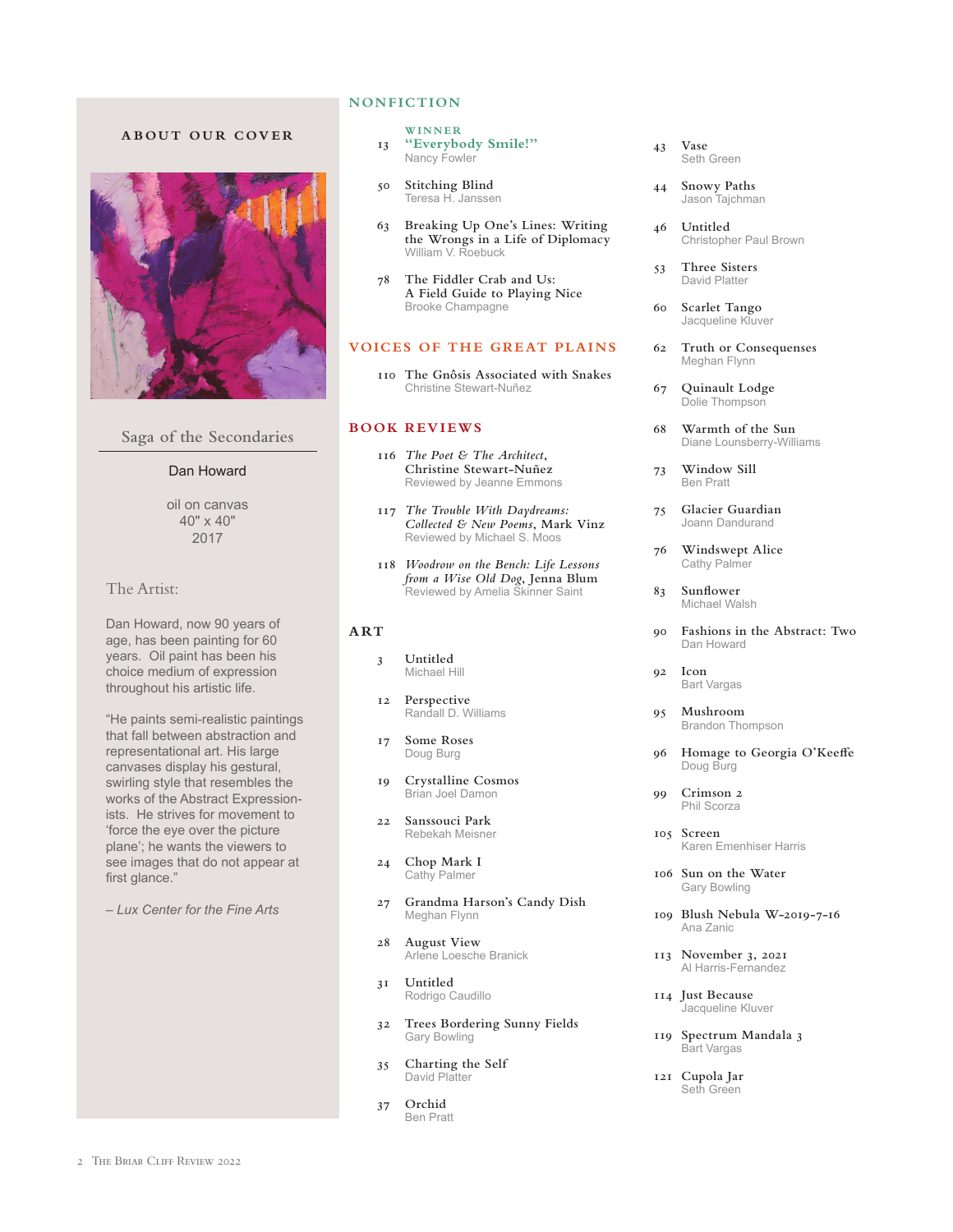## ABOUT OUR COVER

### Saga of the Secondaries

Dan Howard

oil on canvas
40" x 40"
2017

### The Artist:

Dan Howard, now 90 years of age, has been painting for 60 years. Oil paint has been his choice medium of expression throughout his artistic life.

"He paints semi-realistic paintings that fall between abstraction and representational art. His large canvases display his gestural, swirling style that resembles the works of the Abstract Expressionists. He strives for movement to 'force the eye over the picture plane'; he wants the viewers to see images that do not appear at first glance."

*– Lux Center for the Fine Arts*

## NONFICTION

13 WINNER
"Everybody Smile!"
Nancy Fowler

50 Stitching Blind
Teresa H. Janssen

63 Breaking Up One's Lines: Writing the Wrongs in a Life of Diplomacy
William V. Roebuck

78 The Fiddler Crab and Us: A Field Guide to Playing Nice
Brooke Champagne

## VOICES OF THE GREAT PLAINS

110 The Gnôsis Associated with Snakes
Christine Stewart-Nuñez

## BOOK REVIEWS

116 *The Poet & The Architect*, Christine Stewart-Nuñez
Reviewed by Jeanne Emmons

117 *The Trouble With Daydreams: Collected & New Poems*, Mark Vinz
Reviewed by Michael S. Moos

118 *Woodrow on the Bench: Life Lessons from a Wise Old Dog*, Jenna Blum
Reviewed by Amelia Skinner Saint

## ART

3 Untitled
Michael Hill

12 Perspective
Randall D. Williams

17 Some Roses
Doug Burg

19 Crystalline Cosmos
Brian Joel Damon

22 Sanssouci Park
Rebekah Meisner

24 Chop Mark I
Cathy Palmer

27 Grandma Harson's Candy Dish
Meghan Flynn

28 August View
Arlene Loesche Branick

31 Untitled
Rodrigo Caudillo

32 Trees Bordering Sunny Fields
Gary Bowling

35 Charting the Self
David Platter

37 Orchid
Ben Pratt

43 Vase
Seth Green

44 Snowy Paths
Jason Tajchman

46 Untitled
Christopher Paul Brown

53 Three Sisters
David Platter

60 Scarlet Tango
Jacqueline Kluver

62 Truth or Consequenses
Meghan Flynn

67 Quinault Lodge
Dolie Thompson

68 Warmth of the Sun
Diane Lounsberry-Williams

73 Window Sill
Ben Pratt

75 Glacier Guardian
Joann Dandurand

76 Windswept Alice
Cathy Palmer

83 Sunflower
Michael Walsh

90 Fashions in the Abstract: Two
Dan Howard

92 Icon
Bart Vargas

95 Mushroom
Brandon Thompson

96 Homage to Georgia O'Keeffe
Doug Burg

99 Crimson 2
Phil Scorza

105 Screen
Karen Emenhiser Harris

106 Sun on the Water
Gary Bowling

109 Blush Nebula W-2019-7-16
Ana Zanic

113 November 3, 2021
Al Harris-Fernandez

114 Just Because
Jacqueline Kluver

119 Spectrum Mandala 3
Bart Vargas

121 Cupola Jar
Seth Green